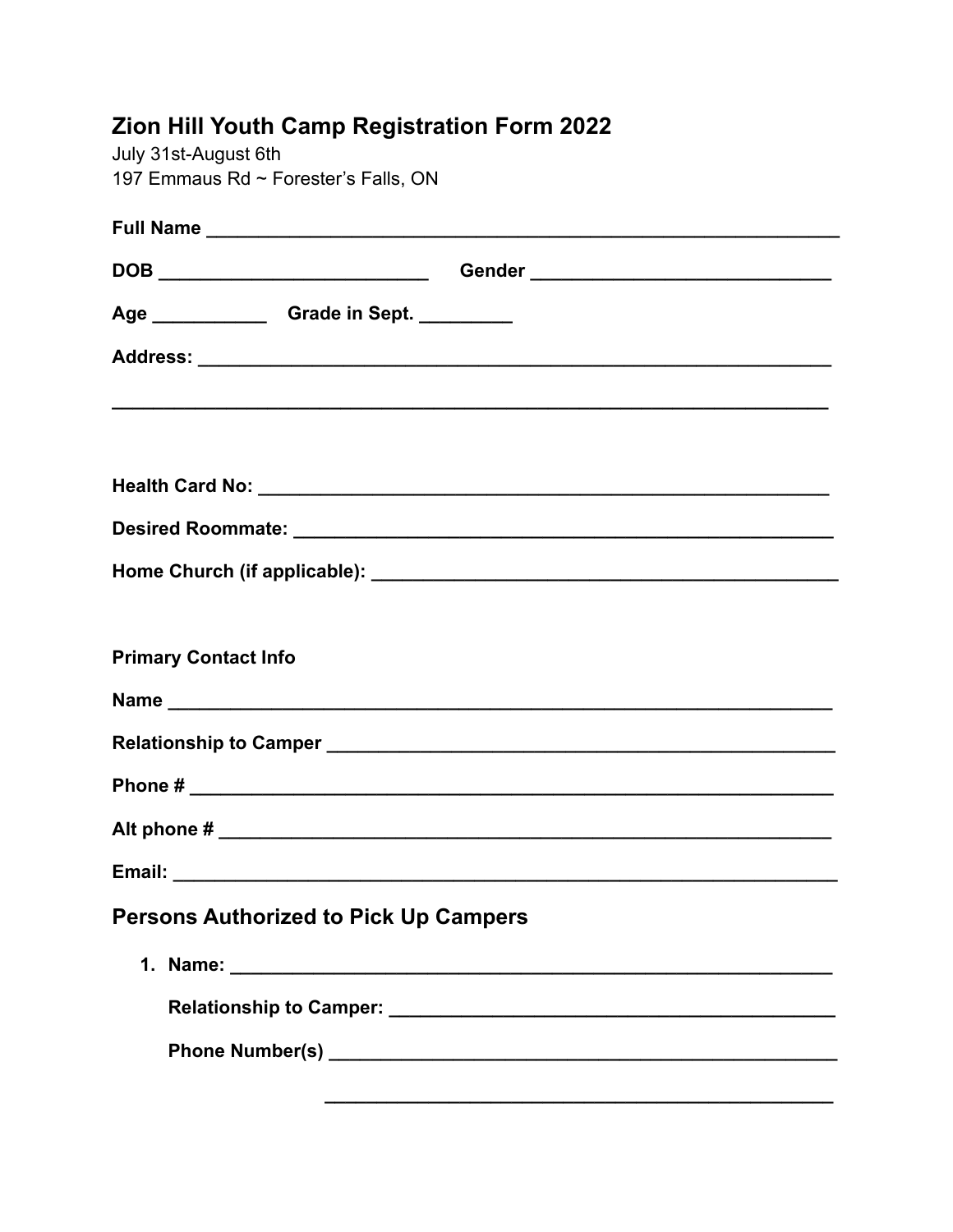# Zion Hill Youth Camp Registration Form 2022

July 31st-August 6th
197 Emmaus Rd ~ Forester's Falls, ON

**Full Name** ____________________________________________

**DOB** ______________________ **Gender** ______________________

**Age** __________ **Grade in Sept.** ________

**Address:** ____________________________________________

____________________________________________

**Health Card No:** ____________________________________________

**Desired Roommate:** ____________________________________________

**Home Church (if applicable):** ____________________________________________

**Primary Contact Info**

**Name** ____________________________________________

**Relationship to Camper** ____________________________________________

**Phone #** ____________________________________________

**Alt phone #** ____________________________________________

**Email:** ____________________________________________

## Persons Authorized to Pick Up Campers

1. **Name:** ____________________________________________

   **Relationship to Camper:** ____________________________________________

   **Phone Number(s)** ____________________________________________

   ____________________________________________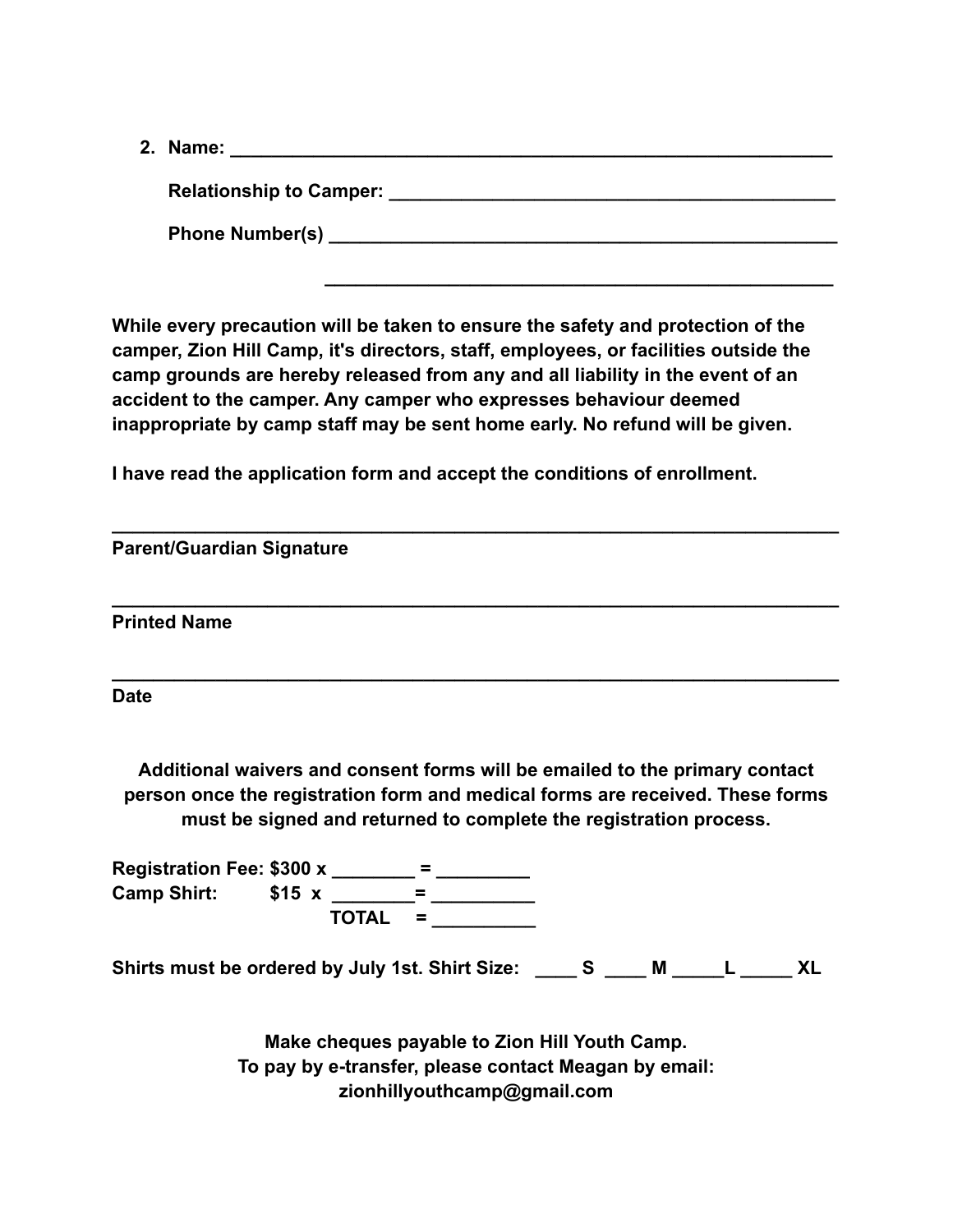2. **Name: ______________________________________________________**

   **Relationship to Camper: ________________________________________**

   **Phone Number(s) ______________________________________________**

   **______________________________________________**

**While every precaution will be taken to ensure the safety and protection of the camper, Zion Hill Camp, it's directors, staff, employees, or facilities outside the camp grounds are hereby released from any and all liability in the event of an accident to the camper. Any camper who expresses behaviour deemed inappropriate by camp staff may be sent home early. No refund will be given.**

**I have read the application form and accept the conditions of enrollment.**

**______________________________________________________________**

**Parent/Guardian Signature**

**______________________________________________________________**

**Printed Name**

**______________________________________________________________**

**Date**

**Additional waivers and consent forms will be emailed to the primary contact person once the registration form and medical forms are received. These forms must be signed and returned to complete the registration process.**

**Registration Fee: $300 x ________ = _________**
**Camp Shirt: $15 x ________= __________**
**TOTAL = __________**

**Shirts must be ordered by July 1st. Shirt Size: ____ S ____ M _____L _____ XL**

**Make cheques payable to Zion Hill Youth Camp.**
**To pay by e-transfer, please contact Meagan by email:**
**zionhillyouthcamp@gmail.com**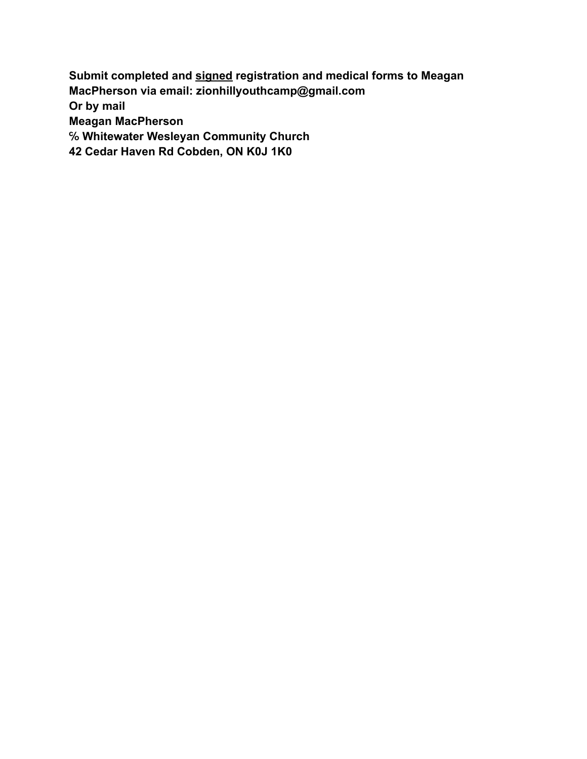**Submit completed and <u>signed</u> registration and medical forms to Meagan MacPherson via email: zionhillyouthcamp@gmail.com**
**Or by mail**
**Meagan MacPherson**
**℅ Whitewater Wesleyan Community Church**
**42 Cedar Haven Rd Cobden, ON K0J 1K0**